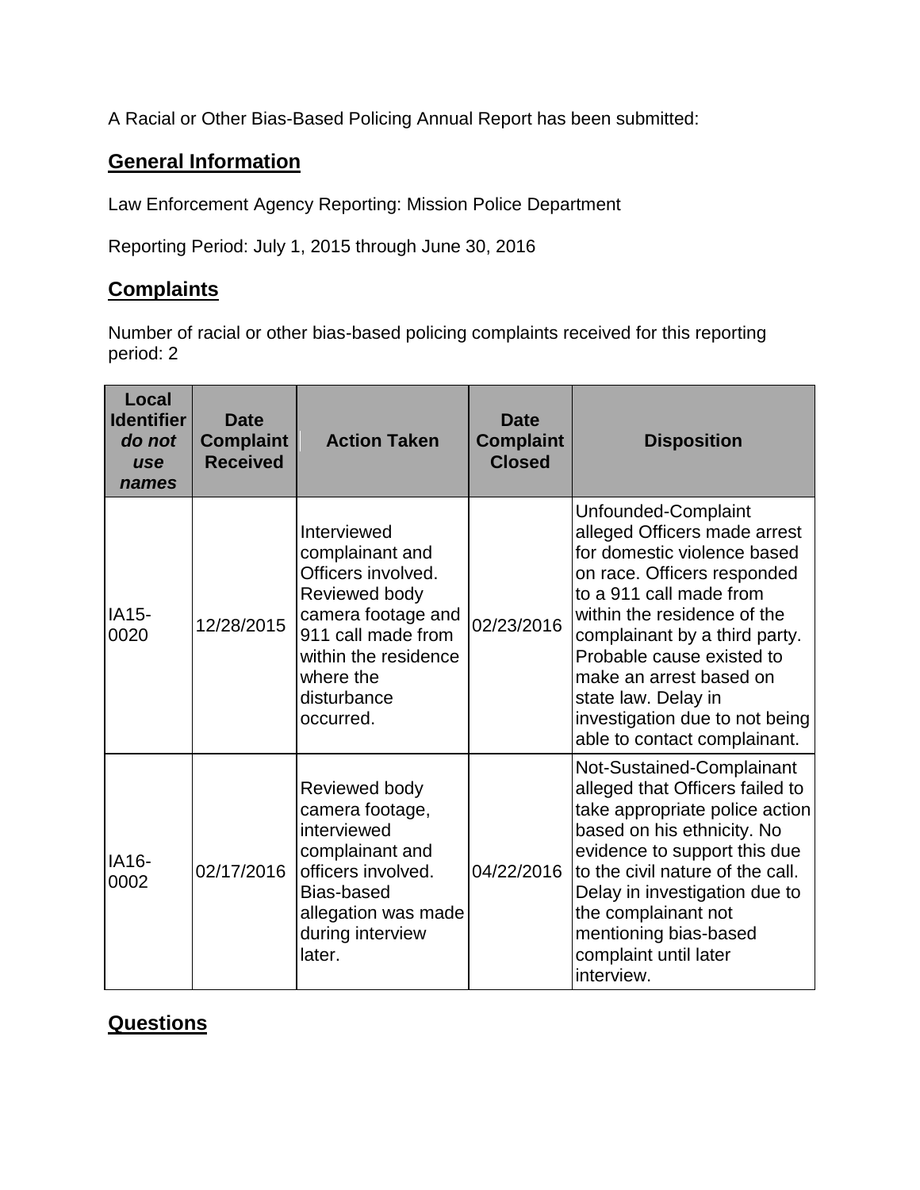A Racial or Other Bias-Based Policing Annual Report has been submitted:

## General Information

Law Enforcement Agency Reporting: Mission Police Department

Reporting Period: July 1, 2015 through June 30, 2016

## Complaints

Number of racial or other bias-based policing complaints received for this reporting period: 2

| Local Identifier *do not use names* | Date Complaint Received | Action Taken | Date Complaint Closed | Disposition |
|---|---|---|---|---|
| IA15-0020 | 12/28/2015 | Interviewed complainant and Officers involved. Reviewed body camera footage and 911 call made from within the residence where the disturbance occurred. | 02/23/2016 | Unfounded-Complaint alleged Officers made arrest for domestic violence based on race. Officers responded to a 911 call made from within the residence of the complainant by a third party. Probable cause existed to make an arrest based on state law. Delay in investigation due to not being able to contact complainant. |
| IA16-0002 | 02/17/2016 | Reviewed body camera footage, interviewed complainant and officers involved. Bias-based allegation was made during interview later. | 04/22/2016 | Not-Sustained-Complainant alleged that Officers failed to take appropriate police action based on his ethnicity. No evidence to support this due to the civil nature of the call. Delay in investigation due to the complainant not mentioning bias-based complaint until later interview. |

## Questions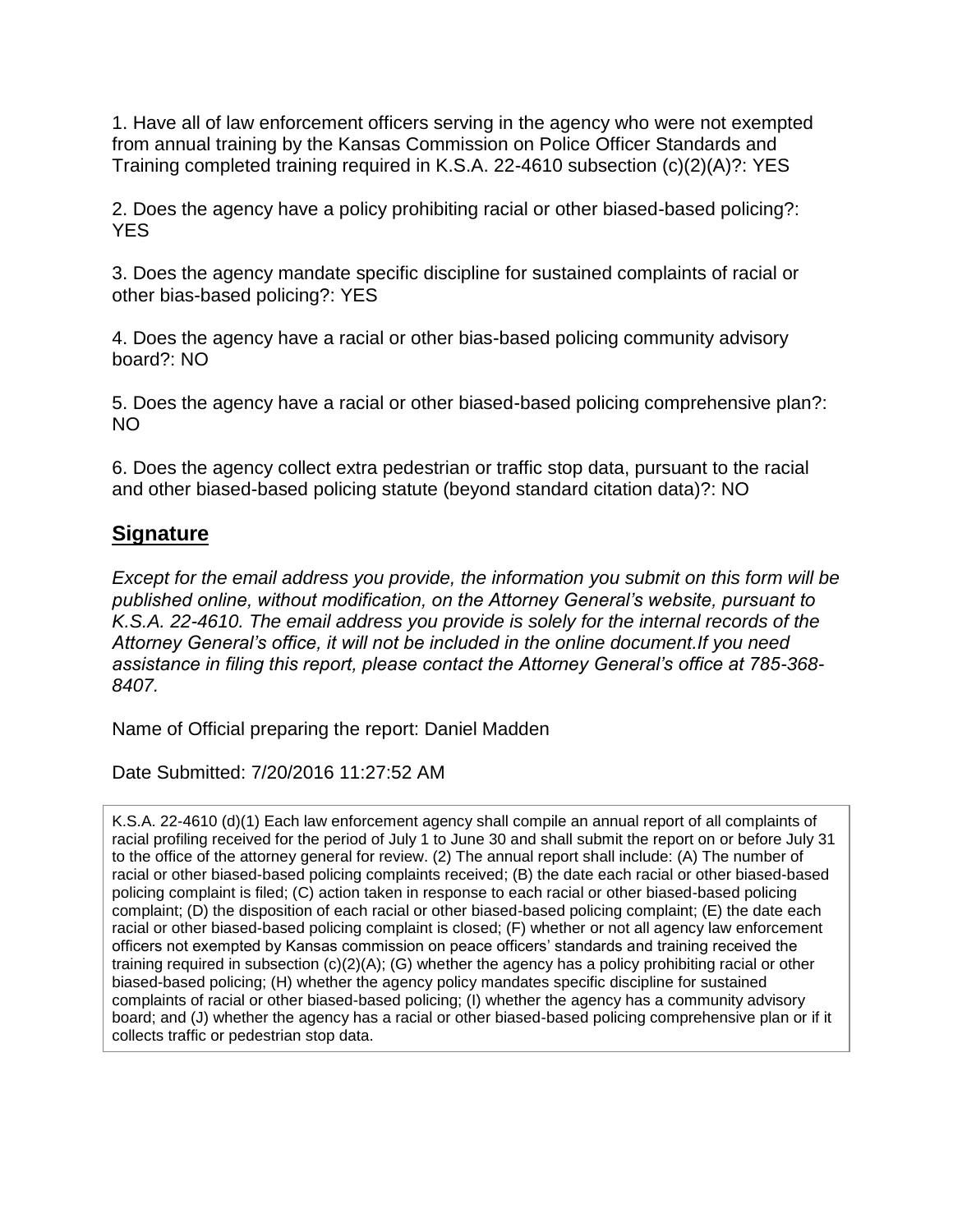1. Have all of law enforcement officers serving in the agency who were not exempted from annual training by the Kansas Commission on Police Officer Standards and Training completed training required in K.S.A. 22-4610 subsection (c)(2)(A)?: YES

2. Does the agency have a policy prohibiting racial or other biased-based policing?: YES

3. Does the agency mandate specific discipline for sustained complaints of racial or other bias-based policing?: YES

4. Does the agency have a racial or other bias-based policing community advisory board?: NO

5. Does the agency have a racial or other biased-based policing comprehensive plan?: NO

6. Does the agency collect extra pedestrian or traffic stop data, pursuant to the racial and other biased-based policing statute (beyond standard citation data)?: NO

## **Signature**

*Except for the email address you provide, the information you submit on this form will be published online, without modification, on the Attorney General's website, pursuant to K.S.A. 22-4610. The email address you provide is solely for the internal records of the Attorney General's office, it will not be included in the online document.If you need assistance in filing this report, please contact the Attorney General's office at 785-368-8407.*

Name of Official preparing the report: Daniel Madden

Date Submitted: 7/20/2016 11:27:52 AM

K.S.A. 22-4610 (d)(1) Each law enforcement agency shall compile an annual report of all complaints of racial profiling received for the period of July 1 to June 30 and shall submit the report on or before July 31 to the office of the attorney general for review. (2) The annual report shall include: (A) The number of racial or other biased-based policing complaints received; (B) the date each racial or other biased-based policing complaint is filed; (C) action taken in response to each racial or other biased-based policing complaint; (D) the disposition of each racial or other biased-based policing complaint; (E) the date each racial or other biased-based policing complaint is closed; (F) whether or not all agency law enforcement officers not exempted by Kansas commission on peace officers' standards and training received the training required in subsection (c)(2)(A); (G) whether the agency has a policy prohibiting racial or other biased-based policing; (H) whether the agency policy mandates specific discipline for sustained complaints of racial or other biased-based policing; (I) whether the agency has a community advisory board; and (J) whether the agency has a racial or other biased-based policing comprehensive plan or if it collects traffic or pedestrian stop data.